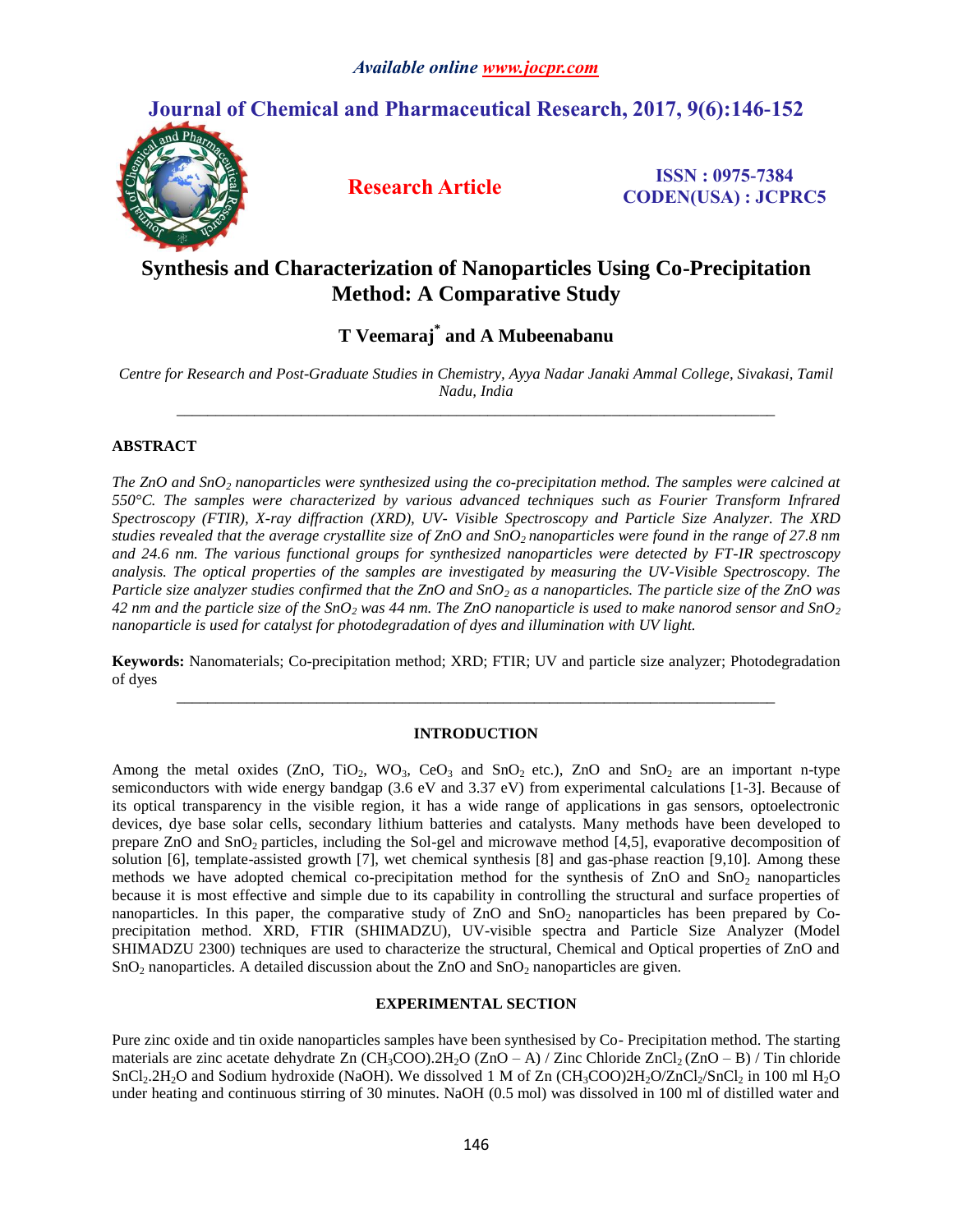*Available online www.jocpr.com*

# Journal of Chemical and Pharmaceutical Research, 2017, 9(6):146-152

**Research Article**

**ISSN : 0975-7384**
**CODEN(USA) : JCPRC5**

# Synthesis and Characterization of Nanoparticles Using Co-Precipitation Method: A Comparative Study

**T Veemaraj* and A Mubeenabanu**

*Centre for Research and Post-Graduate Studies in Chemistry, Ayya Nadar Janaki Ammal College, Sivakasi, Tamil Nadu, India*

---

## ABSTRACT

*The ZnO and $SnO_2$ nanoparticles were synthesized using the co-precipitation method. The samples were calcined at 550°C. The samples were characterized by various advanced techniques such as Fourier Transform Infrared Spectroscopy (FTIR), X-ray diffraction (XRD), UV- Visible Spectroscopy and Particle Size Analyzer. The XRD studies revealed that the average crystallite size of ZnO and $SnO_2$ nanoparticles were found in the range of 27.8 nm and 24.6 nm. The various functional groups for synthesized nanoparticles were detected by FT-IR spectroscopy analysis. The optical properties of the samples are investigated by measuring the UV-Visible Spectroscopy. The Particle size analyzer studies confirmed that the ZnO and $SnO_2$ as a nanoparticles. The particle size of the ZnO was 42 nm and the particle size of the $SnO_2$ was 44 nm. The ZnO nanoparticle is used to make nanorod sensor and $SnO_2$ nanoparticle is used for catalyst for photodegradation of dyes and illumination with UV light.*

**Keywords:** Nanomaterials; Co-precipitation method; XRD; FTIR; UV and particle size analyzer; Photodegradation of dyes

---

## INTRODUCTION

Among the metal oxides (ZnO, $TiO_2$, $WO_3$, $CeO_3$ and $SnO_2$ etc.), ZnO and $SnO_2$ are an important n-type semiconductors with wide energy bandgap (3.6 eV and 3.37 eV) from experimental calculations [1-3]. Because of its optical transparency in the visible region, it has a wide range of applications in gas sensors, optoelectronic devices, dye base solar cells, secondary lithium batteries and catalysts. Many methods have been developed to prepare ZnO and $SnO_2$ particles, including the Sol-gel and microwave method [4,5], evaporative decomposition of solution [6], template-assisted growth [7], wet chemical synthesis [8] and gas-phase reaction [9,10]. Among these methods we have adopted chemical co-precipitation method for the synthesis of ZnO and $SnO_2$ nanoparticles because it is most effective and simple due to its capability in controlling the structural and surface properties of nanoparticles. In this paper, the comparative study of ZnO and $SnO_2$ nanoparticles has been prepared by Co-precipitation method. XRD, FTIR (SHIMADZU), UV-visible spectra and Particle Size Analyzer (Model SHIMADZU 2300) techniques are used to characterize the structural, Chemical and Optical properties of ZnO and $SnO_2$ nanoparticles. A detailed discussion about the ZnO and $SnO_2$ nanoparticles are given.

## EXPERIMENTAL SECTION

Pure zinc oxide and tin oxide nanoparticles samples have been synthesised by Co- Precipitation method. The starting materials are zinc acetate dehydrate Zn $(CH_3COO).2H_2O$ (ZnO – A) / Zinc Chloride $ZnCl_2$ (ZnO – B) / Tin chloride $SnCl_2.2H_2O$ and Sodium hydroxide (NaOH). We dissolved 1 M of Zn $(CH_3COO)2H_2O/ZnCl_2/SnCl_2$ in 100 ml $H_2O$ under heating and continuous stirring of 30 minutes. NaOH (0.5 mol) was dissolved in 100 ml of distilled water and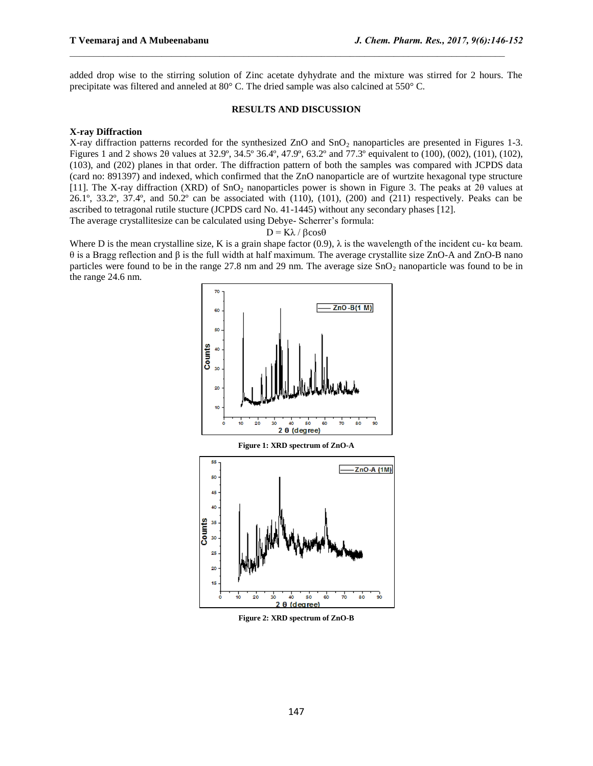added drop wise to the stirring solution of Zinc acetate dyhydrate and the mixture was stirred for 2 hours. The precipitate was filtered and anneled at 80° C. The dried sample was also calcined at 550° C.

## RESULTS AND DISCUSSION

### X-ray Diffraction

X-ray diffraction patterns recorded for the synthesized ZnO and $SnO_2$ nanoparticles are presented in Figures 1-3. Figures 1 and 2 shows 2θ values at 32.9º, 34.5º 36.4º, 47.9º, 63.2º and 77.3º equivalent to (100), (002), (101), (102), (103), and (202) planes in that order. The diffraction pattern of both the samples was compared with JCPDS data (card no: 891397) and indexed, which confirmed that the ZnO nanoparticle are of wurtzite hexagonal type structure [11]. The X-ray diffraction (XRD) of $SnO_2$ nanoparticles power is shown in Figure 3. The peaks at 2θ values at 26.1º, 33.2º, 37.4º, and 50.2º can be associated with (110), (101), (200) and (211) respectively. Peaks can be ascribed to tetragonal rutile stucture (JCPDS card No. 41-1445) without any secondary phases [12].

The average crystallitesize can be calculated using Debye- Scherrer's formula:

$$D = K\lambda / \beta\cos\theta$$

Where D is the mean crystalline size, K is a grain shape factor (0.9), λ is the wavelength of the incident cu- kα beam. θ is a Bragg reflection and β is the full width at half maximum. The average crystallite size ZnO-A and ZnO-B nano particles were found to be in the range 27.8 nm and 29 nm. The average size $SnO_2$ nanoparticle was found to be in the range 24.6 nm.

Figure 1: XRD spectrum of ZnO-A

Figure 2: XRD spectrum of ZnO-B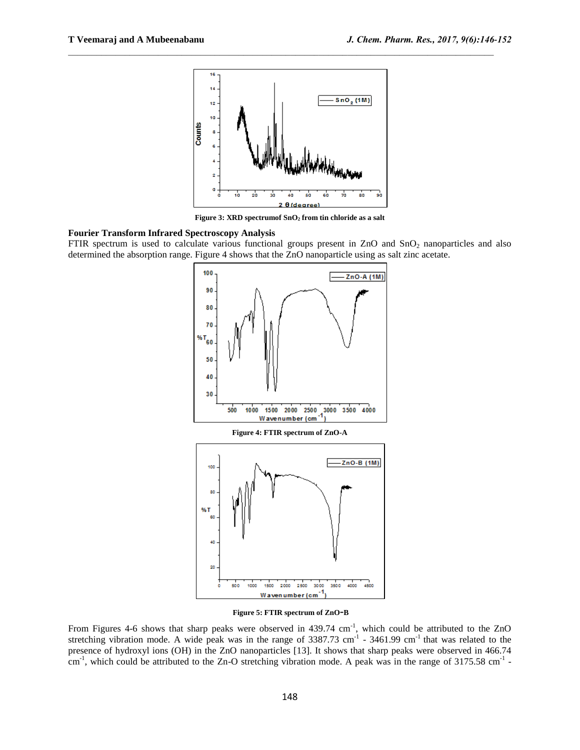Figure 3: XRD spectrumof $SnO_2$ from tin chloride as a salt

### Fourier Transform Infrared Spectroscopy Analysis

FTIR spectrum is used to calculate various functional groups present in ZnO and $SnO_2$ nanoparticles and also determined the absorption range. Figure 4 shows that the ZnO nanoparticle using as salt zinc acetate.

Figure 4: FTIR spectrum of ZnO-A

Figure 5: FTIR spectrum of ZnO-B

From Figures 4-6 shows that sharp peaks were observed in 439.74 $cm^{-1}$, which could be attributed to the ZnO stretching vibration mode. A wide peak was in the range of 3387.73 $cm^{-1}$ - 3461.99 $cm^{-1}$ that was related to the presence of hydroxyl ions (OH) in the ZnO nanoparticles [13]. It shows that sharp peaks were observed in 466.74 $cm^{-1}$, which could be attributed to the Zn-O stretching vibration mode. A peak was in the range of 3175.58 $cm^{-1}$ -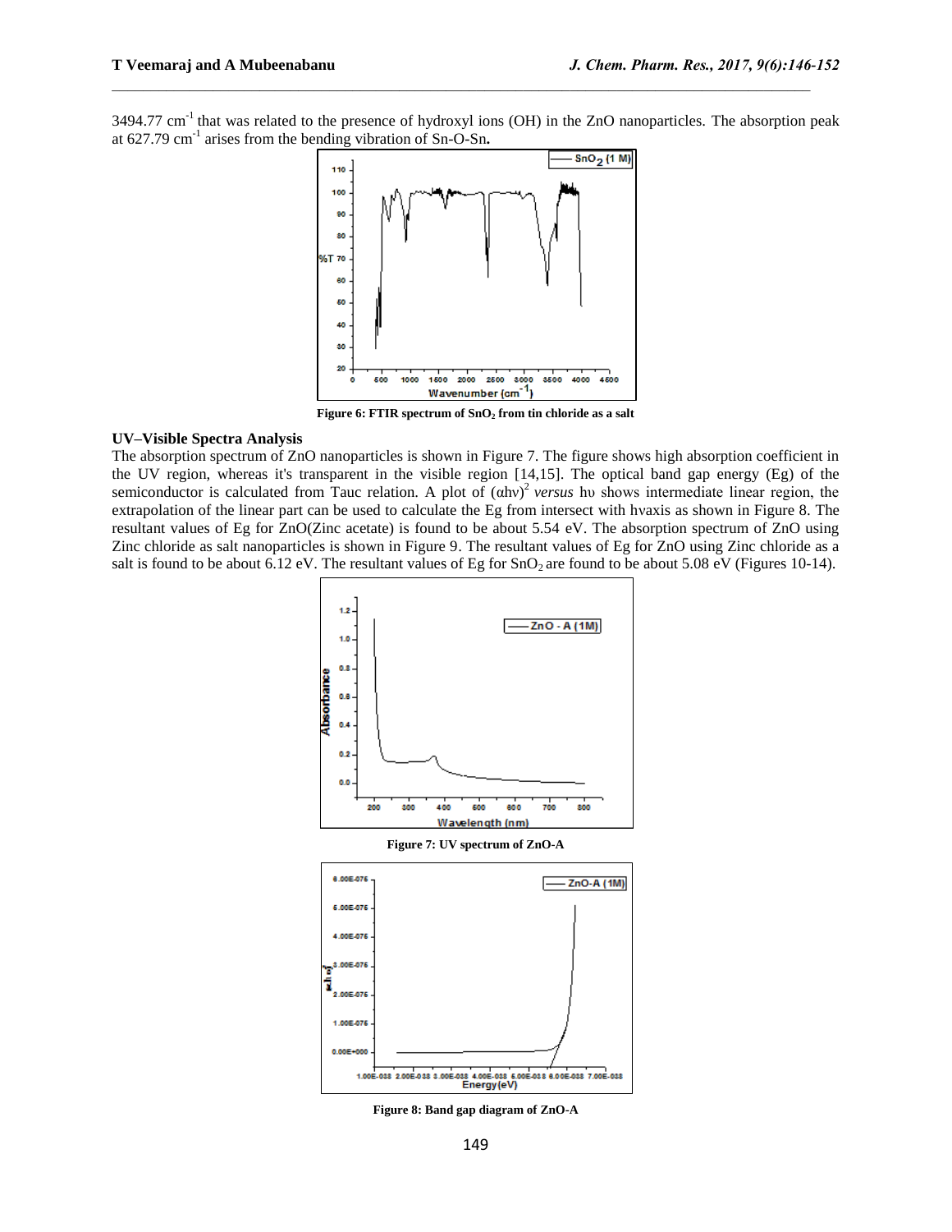3494.77 $cm^{-1}$ that was related to the presence of hydroxyl ions (OH) in the ZnO nanoparticles. The absorption peak at 627.79 $cm^{-1}$ arises from the bending vibration of Sn-O-Sn.

**Figure 6: FTIR spectrum of $SnO_2$ from tin chloride as a salt**

### UV–Visible Spectra Analysis

The absorption spectrum of ZnO nanoparticles is shown in Figure 7. The figure shows high absorption coefficient in the UV region, whereas it's transparent in the visible region [14,15]. The optical band gap energy (Eg) of the semiconductor is calculated from Tauc relation. A plot of $(\alpha h\nu)^2$ *versus* hυ shows intermediate linear region, the extrapolation of the linear part can be used to calculate the Eg from intersect with hνaxis as shown in Figure 8. The resultant values of Eg for ZnO(Zinc acetate) is found to be about 5.54 eV. The absorption spectrum of ZnO using Zinc chloride as salt nanoparticles is shown in Figure 9. The resultant values of Eg for ZnO using Zinc chloride as a salt is found to be about 6.12 eV. The resultant values of Eg for $SnO_2$ are found to be about 5.08 eV (Figures 10-14).

**Figure 7: UV spectrum of ZnO-A**

**Figure 8: Band gap diagram of ZnO-A**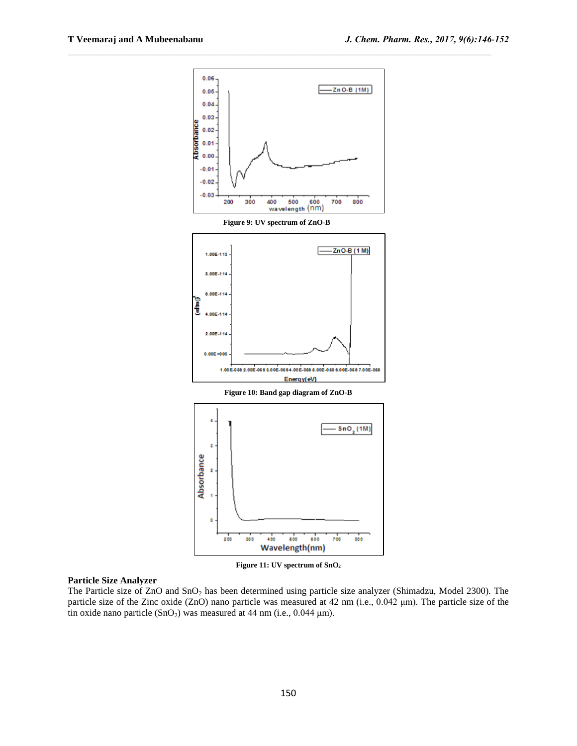Figure 9: UV spectrum of ZnO-B

Figure 10: Band gap diagram of ZnO-B

Figure 11: UV spectrum of $SnO_2$

**Particle Size Analyzer**

The Particle size of ZnO and $SnO_2$ has been determined using particle size analyzer (Shimadzu, Model 2300). The particle size of the Zinc oxide (ZnO) nano particle was measured at 42 nm (i.e., 0.042 μm). The particle size of the tin oxide nano particle ($SnO_2$) was measured at 44 nm (i.e., 0.044 μm).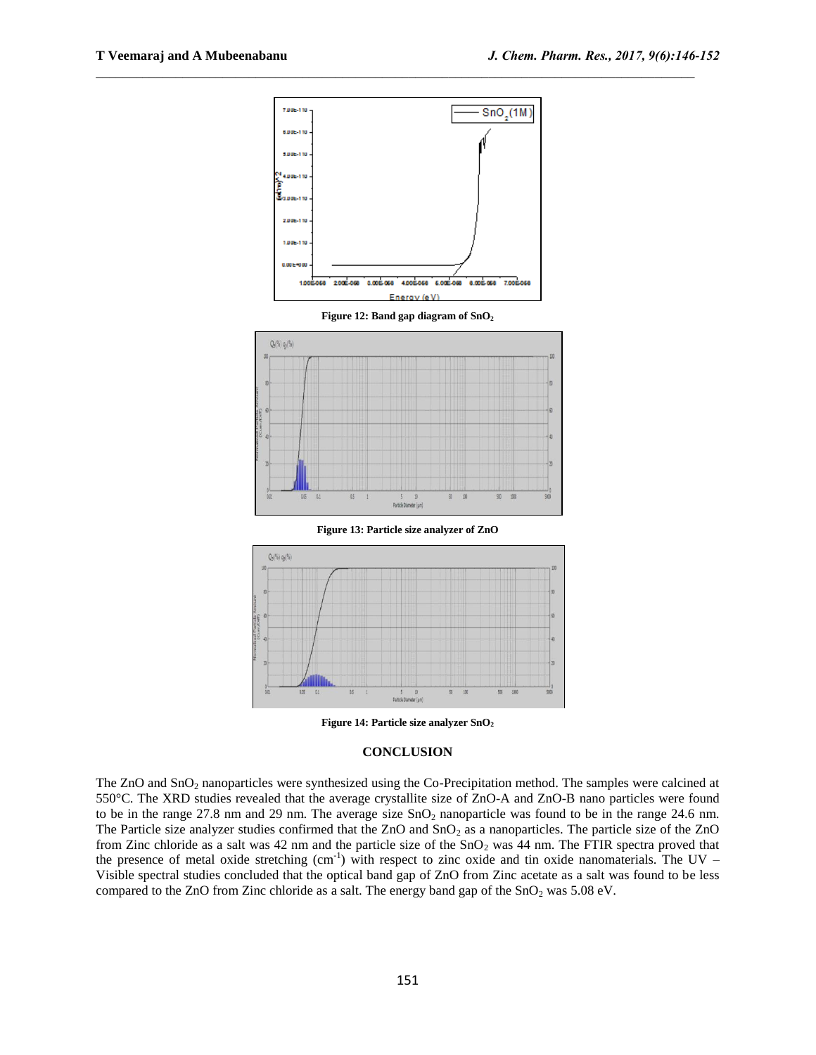Figure 12: Band gap diagram of $SnO_2$

Figure 13: Particle size analyzer of ZnO

Figure 14: Particle size analyzer $SnO_2$

## CONCLUSION

The ZnO and $SnO_2$ nanoparticles were synthesized using the Co-Precipitation method. The samples were calcined at 550°C. The XRD studies revealed that the average crystallite size of ZnO-A and ZnO-B nano particles were found to be in the range 27.8 nm and 29 nm. The average size $SnO_2$ nanoparticle was found to be in the range 24.6 nm. The Particle size analyzer studies confirmed that the ZnO and $SnO_2$ as a nanoparticles. The particle size of the ZnO from Zinc chloride as a salt was 42 nm and the particle size of the $SnO_2$ was 44 nm. The FTIR spectra proved that the presence of metal oxide stretching ($cm^{-1}$) with respect to zinc oxide and tin oxide nanomaterials. The UV – Visible spectral studies concluded that the optical band gap of ZnO from Zinc acetate as a salt was found to be less compared to the ZnO from Zinc chloride as a salt. The energy band gap of the $SnO_2$ was 5.08 eV.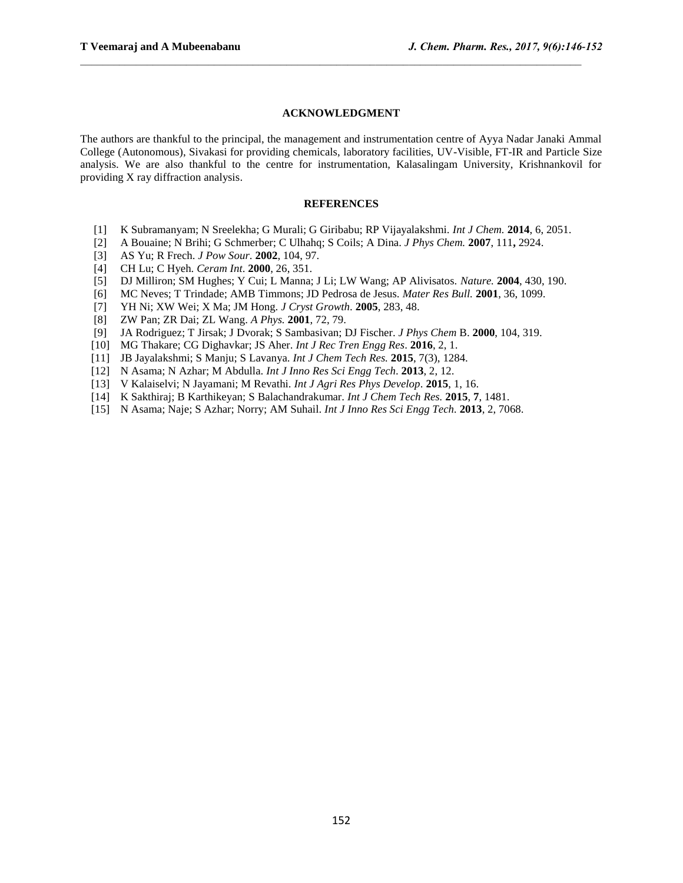## ACKNOWLEDGMENT

The authors are thankful to the principal, the management and instrumentation centre of Ayya Nadar Janaki Ammal College (Autonomous), Sivakasi for providing chemicals, laboratory facilities, UV-Visible, FT-IR and Particle Size analysis. We are also thankful to the centre for instrumentation, Kalasalingam University, Krishnankovil for providing X ray diffraction analysis.

## REFERENCES

[1] K Subramanyam; N Sreelekha; G Murali; G Giribabu; RP Vijayalakshmi. *Int J Chem.* **2014**, 6, 2051.

[2] A Bouaine; N Brihi; G Schmerber; C Ulhahq; S Coils; A Dina. *J Phys Chem.* **2007**, 111**,** 2924.

[3] AS Yu; R Frech. *J Pow Sour.* **2002**, 104, 97.

[4] CH Lu; C Hyeh. *Ceram Int*. **2000**, 26, 351.

[5] DJ Milliron; SM Hughes; Y Cui; L Manna; J Li; LW Wang; AP Alivisatos. *Nature.* **2004**, 430, 190.

[6] MC Neves; T Trindade; AMB Timmons; JD Pedrosa de Jesus. *Mater Res Bull.* **2001**, 36, 1099.

[7] YH Ni; XW Wei; X Ma; JM Hong. *J Cryst Growth*. **2005**, 283, 48.

[8] ZW Pan; ZR Dai; ZL Wang. *A Phys.* **2001**, 72, 79.

[9] JA Rodriguez; T Jirsak; J Dvorak; S Sambasivan; DJ Fischer. *J Phys Chem* B. **2000**, 104, 319.

[10] MG Thakare; CG Dighavkar; JS Aher. *Int J Rec Tren Engg Res*. **2016**, 2, 1.

[11] JB Jayalakshmi; S Manju; S Lavanya. *Int J Chem Tech Res.* **2015**, 7(3), 1284.

[12] N Asama; N Azhar; M Abdulla. *Int J Inno Res Sci Engg Tech*. **2013**, 2, 12.

[13] V Kalaiselvi; N Jayamani; M Revathi. *Int J Agri Res Phys Develop*. **2015**, 1, 16.

[14] K Sakthiraj; B Karthikeyan; S Balachandrakumar. *Int J Chem Tech Res.* **2015**, **7**, 1481.

[15] N Asama; Naje; S Azhar; Norry; AM Suhail. *Int J Inno Res Sci Engg Tech.* **2013**, 2, 7068.